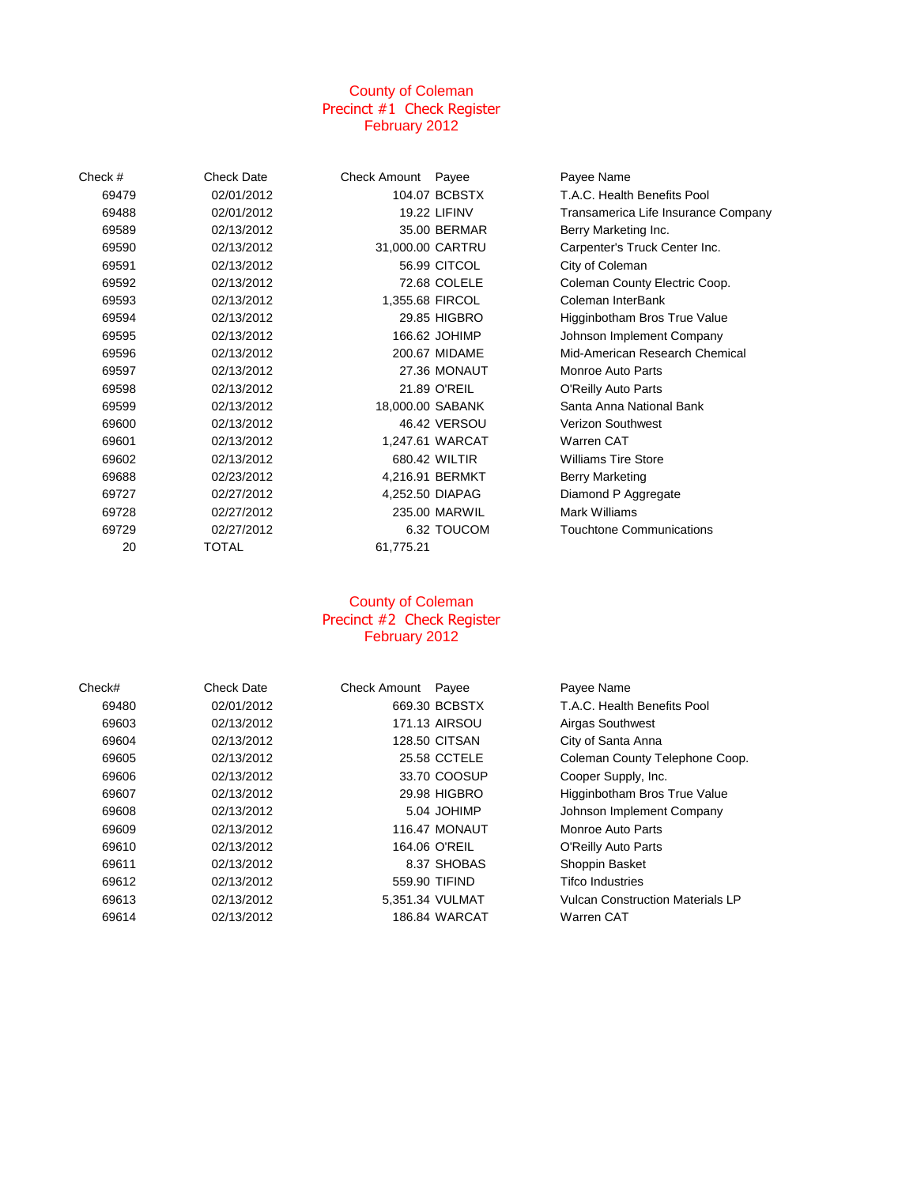# County of Coleman
## Precinct #1 Check Register
## February 2012

| Check # | Check Date | Check Amount | Payee | Payee Name |
|---|---|---|---|---|
| 69479 | 02/01/2012 | 104.07 | BCBSTX | T.A.C. Health Benefits Pool |
| 69488 | 02/01/2012 | 19.22 | LIFINV | Transamerica Life Insurance Company |
| 69589 | 02/13/2012 | 35.00 | BERMAR | Berry Marketing Inc. |
| 69590 | 02/13/2012 | 31,000.00 | CARTRU | Carpenter's Truck Center Inc. |
| 69591 | 02/13/2012 | 56.99 | CITCOL | City of Coleman |
| 69592 | 02/13/2012 | 72.68 | COLELE | Coleman County Electric Coop. |
| 69593 | 02/13/2012 | 1,355.68 | FIRCOL | Coleman InterBank |
| 69594 | 02/13/2012 | 29.85 | HIGBRO | Higginbotham Bros True Value |
| 69595 | 02/13/2012 | 166.62 | JOHIMP | Johnson Implement Company |
| 69596 | 02/13/2012 | 200.67 | MIDAME | Mid-American Research Chemical |
| 69597 | 02/13/2012 | 27.36 | MONAUT | Monroe Auto Parts |
| 69598 | 02/13/2012 | 21.89 | O'REIL | O'Reilly Auto Parts |
| 69599 | 02/13/2012 | 18,000.00 | SABANK | Santa Anna National Bank |
| 69600 | 02/13/2012 | 46.42 | VERSOU | Verizon Southwest |
| 69601 | 02/13/2012 | 1,247.61 | WARCAT | Warren CAT |
| 69602 | 02/13/2012 | 680.42 | WILTIR | Williams Tire Store |
| 69688 | 02/23/2012 | 4,216.91 | BERMKT | Berry Marketing |
| 69727 | 02/27/2012 | 4,252.50 | DIAPAG | Diamond P Aggregate |
| 69728 | 02/27/2012 | 235.00 | MARWIL | Mark Williams |
| 69729 | 02/27/2012 | 6.32 | TOUCOM | Touchtone Communications |
| 20 | TOTAL | 61,775.21 | | |

# County of Coleman
## Precinct #2 Check Register
## February 2012

| Check# | Check Date | Check Amount | Payee | Payee Name |
|---|---|---|---|---|
| 69480 | 02/01/2012 | 669.30 | BCBSTX | T.A.C. Health Benefits Pool |
| 69603 | 02/13/2012 | 171.13 | AIRSOU | Airgas Southwest |
| 69604 | 02/13/2012 | 128.50 | CITSAN | City of Santa Anna |
| 69605 | 02/13/2012 | 25.58 | CCTELE | Coleman County Telephone Coop. |
| 69606 | 02/13/2012 | 33.70 | COOSUP | Cooper Supply, Inc. |
| 69607 | 02/13/2012 | 29.98 | HIGBRO | Higginbotham Bros True Value |
| 69608 | 02/13/2012 | 5.04 | JOHIMP | Johnson Implement Company |
| 69609 | 02/13/2012 | 116.47 | MONAUT | Monroe Auto Parts |
| 69610 | 02/13/2012 | 164.06 | O'REIL | O'Reilly Auto Parts |
| 69611 | 02/13/2012 | 8.37 | SHOBAS | Shoppin Basket |
| 69612 | 02/13/2012 | 559.90 | TIFIND | Tifco Industries |
| 69613 | 02/13/2012 | 5,351.34 | VULMAT | Vulcan Construction Materials LP |
| 69614 | 02/13/2012 | 186.84 | WARCAT | Warren CAT |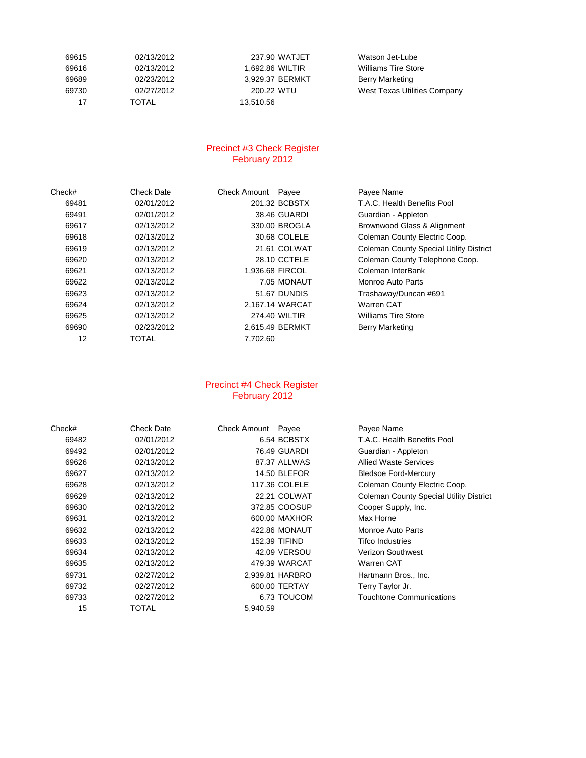| | | | | |
|---|---|---|---|---|
| 69615 | 02/13/2012 | 237.90 | WATJET | Watson Jet-Lube |
| 69616 | 02/13/2012 | 1,692.86 | WILTIR | Williams Tire Store |
| 69689 | 02/23/2012 | 3,929.37 | BERMKT | Berry Marketing |
| 69730 | 02/27/2012 | 200.22 | WTU | West Texas Utilities Company |
| 17 | TOTAL | 13,510.56 | | |

## Precinct #3 Check Register
## February 2012

| Check# | Check Date | Check Amount | Payee | Payee Name |
|---|---|---|---|---|
| 69481 | 02/01/2012 | 201.32 | BCBSTX | T.A.C. Health Benefits Pool |
| 69491 | 02/01/2012 | 38.46 | GUARDI | Guardian - Appleton |
| 69617 | 02/13/2012 | 330.00 | BROGLA | Brownwood Glass & Alignment |
| 69618 | 02/13/2012 | 30.68 | COLELE | Coleman County Electric Coop. |
| 69619 | 02/13/2012 | 21.61 | COLWAT | Coleman County Special Utility District |
| 69620 | 02/13/2012 | 28.10 | CCTELE | Coleman County Telephone Coop. |
| 69621 | 02/13/2012 | 1,936.68 | FIRCOL | Coleman InterBank |
| 69622 | 02/13/2012 | 7.05 | MONAUT | Monroe Auto Parts |
| 69623 | 02/13/2012 | 51.67 | DUNDIS | Trashaway/Duncan #691 |
| 69624 | 02/13/2012 | 2,167.14 | WARCAT | Warren CAT |
| 69625 | 02/13/2012 | 274.40 | WILTIR | Williams Tire Store |
| 69690 | 02/23/2012 | 2,615.49 | BERMKT | Berry Marketing |
| 12 | TOTAL | 7,702.60 | | |

## Precinct #4 Check Register
## February 2012

| Check# | Check Date | Check Amount | Payee | Payee Name |
|---|---|---|---|---|
| 69482 | 02/01/2012 | 6.54 | BCBSTX | T.A.C. Health Benefits Pool |
| 69492 | 02/01/2012 | 76.49 | GUARDI | Guardian - Appleton |
| 69626 | 02/13/2012 | 87.37 | ALLWAS | Allied Waste Services |
| 69627 | 02/13/2012 | 14.50 | BLEFOR | Bledsoe Ford-Mercury |
| 69628 | 02/13/2012 | 117.36 | COLELE | Coleman County Electric Coop. |
| 69629 | 02/13/2012 | 22.21 | COLWAT | Coleman County Special Utility District |
| 69630 | 02/13/2012 | 372.85 | COOSUP | Cooper Supply, Inc. |
| 69631 | 02/13/2012 | 600.00 | MAXHOR | Max Horne |
| 69632 | 02/13/2012 | 422.86 | MONAUT | Monroe Auto Parts |
| 69633 | 02/13/2012 | 152.39 | TIFIND | Tifco Industries |
| 69634 | 02/13/2012 | 42.09 | VERSOU | Verizon Southwest |
| 69635 | 02/13/2012 | 479.39 | WARCAT | Warren CAT |
| 69731 | 02/27/2012 | 2,939.81 | HARBRO | Hartmann Bros., Inc. |
| 69732 | 02/27/2012 | 600.00 | TERTAY | Terry Taylor Jr. |
| 69733 | 02/27/2012 | 6.73 | TOUCOM | Touchtone Communications |
| 15 | TOTAL | 5,940.59 | | |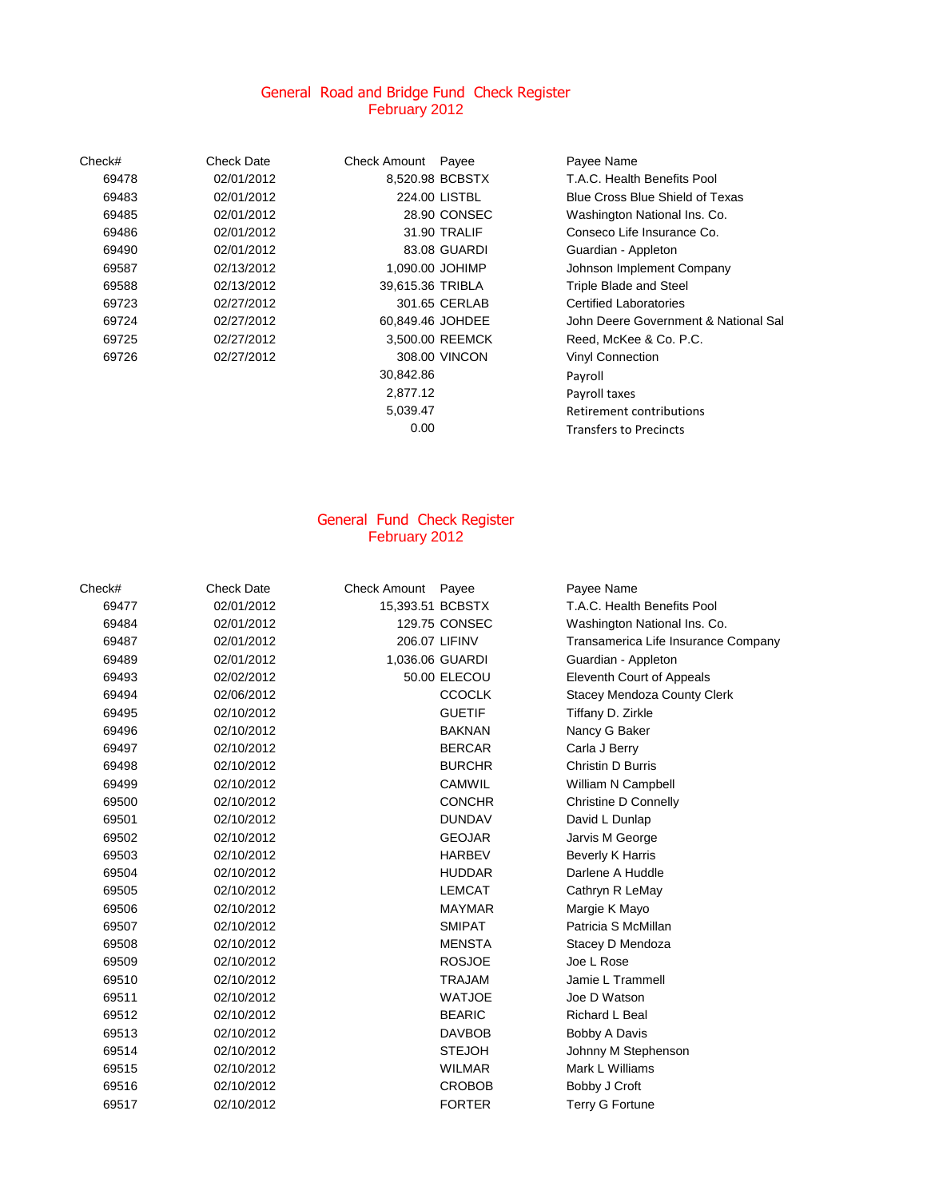## General Road and Bridge Fund Check Register
### February 2012

| Check# | Check Date | Check Amount | Payee | Payee Name |
|---|---|---|---|---|
| 69478 | 02/01/2012 | 8,520.98 | BCBSTX | T.A.C. Health Benefits Pool |
| 69483 | 02/01/2012 | 224.00 | LISTBL | Blue Cross Blue Shield of Texas |
| 69485 | 02/01/2012 | 28.90 | CONSEC | Washington National Ins. Co. |
| 69486 | 02/01/2012 | 31.90 | TRALIF | Conseco Life Insurance Co. |
| 69490 | 02/01/2012 | 83.08 | GUARDI | Guardian - Appleton |
| 69587 | 02/13/2012 | 1,090.00 | JOHIMP | Johnson Implement Company |
| 69588 | 02/13/2012 | 39,615.36 | TRIBLA | Triple Blade and Steel |
| 69723 | 02/27/2012 | 301.65 | CERLAB | Certified Laboratories |
| 69724 | 02/27/2012 | 60,849.46 | JOHDEE | John Deere Government & National Sal |
| 69725 | 02/27/2012 | 3,500.00 | REEMCK | Reed, McKee & Co. P.C. |
| 69726 | 02/27/2012 | 308.00 | VINCON | Vinyl Connection |
| | | 30,842.86 | | Payroll |
| | | 2,877.12 | | Payroll taxes |
| | | 5,039.47 | | Retirement contributions |
| | | 0.00 | | Transfers to Precincts |

## General Fund Check Register
### February 2012

| Check# | Check Date | Check Amount | Payee | Payee Name |
|---|---|---|---|---|
| 69477 | 02/01/2012 | 15,393.51 | BCBSTX | T.A.C. Health Benefits Pool |
| 69484 | 02/01/2012 | 129.75 | CONSEC | Washington National Ins. Co. |
| 69487 | 02/01/2012 | 206.07 | LIFINV | Transamerica Life Insurance Company |
| 69489 | 02/01/2012 | 1,036.06 | GUARDI | Guardian - Appleton |
| 69493 | 02/02/2012 | 50.00 | ELECOU | Eleventh Court of Appeals |
| 69494 | 02/06/2012 | | CCOCLK | Stacey Mendoza County Clerk |
| 69495 | 02/10/2012 | | GUETIF | Tiffany D. Zirkle |
| 69496 | 02/10/2012 | | BAKNAN | Nancy G Baker |
| 69497 | 02/10/2012 | | BERCAR | Carla J Berry |
| 69498 | 02/10/2012 | | BURCHR | Christin D Burris |
| 69499 | 02/10/2012 | | CAMWIL | William N Campbell |
| 69500 | 02/10/2012 | | CONCHR | Christine D Connelly |
| 69501 | 02/10/2012 | | DUNDAV | David L Dunlap |
| 69502 | 02/10/2012 | | GEOJAR | Jarvis M George |
| 69503 | 02/10/2012 | | HARBEV | Beverly K Harris |
| 69504 | 02/10/2012 | | HUDDAR | Darlene A Huddle |
| 69505 | 02/10/2012 | | LEMCAT | Cathryn R LeMay |
| 69506 | 02/10/2012 | | MAYMAR | Margie K Mayo |
| 69507 | 02/10/2012 | | SMIPAT | Patricia S McMillan |
| 69508 | 02/10/2012 | | MENSTA | Stacey D Mendoza |
| 69509 | 02/10/2012 | | ROSJOE | Joe L Rose |
| 69510 | 02/10/2012 | | TRAJAM | Jamie L Trammell |
| 69511 | 02/10/2012 | | WATJOE | Joe D Watson |
| 69512 | 02/10/2012 | | BEARIC | Richard L Beal |
| 69513 | 02/10/2012 | | DAVBOB | Bobby A Davis |
| 69514 | 02/10/2012 | | STEJOH | Johnny M Stephenson |
| 69515 | 02/10/2012 | | WILMAR | Mark L Williams |
| 69516 | 02/10/2012 | | CROBOB | Bobby J Croft |
| 69517 | 02/10/2012 | | FORTER | Terry G Fortune |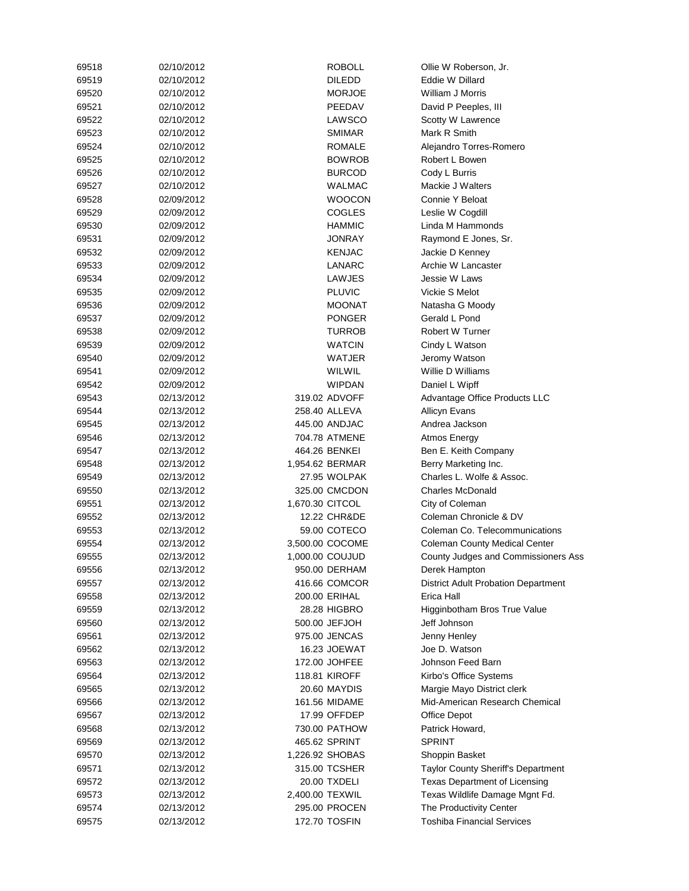| | | | | |
|---|---|---|---|---|
| 69518 | 02/10/2012 | | ROBOLL | Ollie W Roberson, Jr. |
| 69519 | 02/10/2012 | | DILEDD | Eddie W Dillard |
| 69520 | 02/10/2012 | | MORJOE | William J Morris |
| 69521 | 02/10/2012 | | PEEDAV | David P Peeples, III |
| 69522 | 02/10/2012 | | LAWSCO | Scotty W Lawrence |
| 69523 | 02/10/2012 | | SMIMAR | Mark R Smith |
| 69524 | 02/10/2012 | | ROMALE | Alejandro Torres-Romero |
| 69525 | 02/10/2012 | | BOWROB | Robert L Bowen |
| 69526 | 02/10/2012 | | BURCOD | Cody L Burris |
| 69527 | 02/10/2012 | | WALMAC | Mackie J Walters |
| 69528 | 02/09/2012 | | WOOCON | Connie Y Beloat |
| 69529 | 02/09/2012 | | COGLES | Leslie W Cogdill |
| 69530 | 02/09/2012 | | HAMMIC | Linda M Hammonds |
| 69531 | 02/09/2012 | | JONRAY | Raymond E Jones, Sr. |
| 69532 | 02/09/2012 | | KENJAC | Jackie D Kenney |
| 69533 | 02/09/2012 | | LANARC | Archie W Lancaster |
| 69534 | 02/09/2012 | | LAWJES | Jessie W Laws |
| 69535 | 02/09/2012 | | PLUVIC | Vickie S Melot |
| 69536 | 02/09/2012 | | MOONAT | Natasha G Moody |
| 69537 | 02/09/2012 | | PONGER | Gerald L Pond |
| 69538 | 02/09/2012 | | TURROB | Robert W Turner |
| 69539 | 02/09/2012 | | WATCIN | Cindy L Watson |
| 69540 | 02/09/2012 | | WATJER | Jeromy Watson |
| 69541 | 02/09/2012 | | WILWIL | Willie D Williams |
| 69542 | 02/09/2012 | | WIPDAN | Daniel L Wipff |
| 69543 | 02/13/2012 | 319.02 | ADVOFF | Advantage Office Products LLC |
| 69544 | 02/13/2012 | 258.40 | ALLEVA | Allicyn Evans |
| 69545 | 02/13/2012 | 445.00 | ANDJAC | Andrea Jackson |
| 69546 | 02/13/2012 | 704.78 | ATMENE | Atmos Energy |
| 69547 | 02/13/2012 | 464.26 | BENKEI | Ben E. Keith Company |
| 69548 | 02/13/2012 | 1,954.62 | BERMAR | Berry Marketing Inc. |
| 69549 | 02/13/2012 | 27.95 | WOLPAK | Charles L. Wolfe & Assoc. |
| 69550 | 02/13/2012 | 325.00 | CMCDON | Charles McDonald |
| 69551 | 02/13/2012 | 1,670.30 | CITCOL | City of Coleman |
| 69552 | 02/13/2012 | 12.22 | CHR&DE | Coleman Chronicle & DV |
| 69553 | 02/13/2012 | 59.00 | COTECO | Coleman Co. Telecommunications |
| 69554 | 02/13/2012 | 3,500.00 | COCOME | Coleman County Medical Center |
| 69555 | 02/13/2012 | 1,000.00 | COUJUD | County Judges and Commissioners Ass |
| 69556 | 02/13/2012 | 950.00 | DERHAM | Derek Hampton |
| 69557 | 02/13/2012 | 416.66 | COMCOR | District Adult Probation Department |
| 69558 | 02/13/2012 | 200.00 | ERIHAL | Erica Hall |
| 69559 | 02/13/2012 | 28.28 | HIGBRO | Higginbotham Bros True Value |
| 69560 | 02/13/2012 | 500.00 | JEFJOH | Jeff Johnson |
| 69561 | 02/13/2012 | 975.00 | JENCAS | Jenny Henley |
| 69562 | 02/13/2012 | 16.23 | JOEWAT | Joe D. Watson |
| 69563 | 02/13/2012 | 172.00 | JOHFEE | Johnson Feed Barn |
| 69564 | 02/13/2012 | 118.81 | KIROFF | Kirbo's Office Systems |
| 69565 | 02/13/2012 | 20.60 | MAYDIS | Margie Mayo District clerk |
| 69566 | 02/13/2012 | 161.56 | MIDAME | Mid-American Research Chemical |
| 69567 | 02/13/2012 | 17.99 | OFFDEP | Office Depot |
| 69568 | 02/13/2012 | 730.00 | PATHOW | Patrick Howard, |
| 69569 | 02/13/2012 | 465.62 | SPRINT | SPRINT |
| 69570 | 02/13/2012 | 1,226.92 | SHOBAS | Shoppin Basket |
| 69571 | 02/13/2012 | 315.00 | TCSHER | Taylor County Sheriff's Department |
| 69572 | 02/13/2012 | 20.00 | TXDELI | Texas Department of Licensing |
| 69573 | 02/13/2012 | 2,400.00 | TEXWIL | Texas Wildlife Damage Mgnt Fd. |
| 69574 | 02/13/2012 | 295.00 | PROCEN | The Productivity Center |
| 69575 | 02/13/2012 | 172.70 | TOSFIN | Toshiba Financial Services |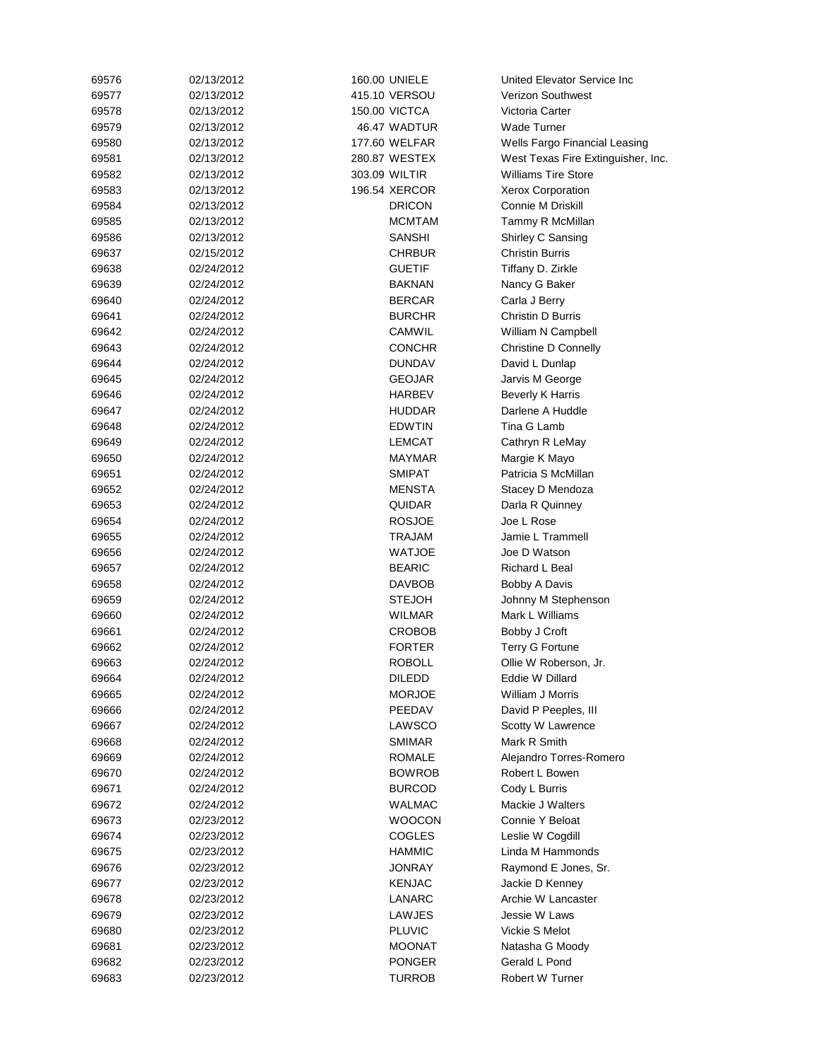| | | | | |
|---|---|---|---|---|
| 69576 | 02/13/2012 | 160.00 | UNIELE | United Elevator Service Inc |
| 69577 | 02/13/2012 | 415.10 | VERSOU | Verizon Southwest |
| 69578 | 02/13/2012 | 150.00 | VICTCA | Victoria Carter |
| 69579 | 02/13/2012 | 46.47 | WADTUR | Wade Turner |
| 69580 | 02/13/2012 | 177.60 | WELFAR | Wells Fargo Financial Leasing |
| 69581 | 02/13/2012 | 280.87 | WESTEX | West Texas Fire Extinguisher, Inc. |
| 69582 | 02/13/2012 | 303.09 | WILTIR | Williams Tire Store |
| 69583 | 02/13/2012 | 196.54 | XERCOR | Xerox Corporation |
| 69584 | 02/13/2012 | | DRICON | Connie M Driskill |
| 69585 | 02/13/2012 | | MCMTAM | Tammy R McMillan |
| 69586 | 02/13/2012 | | SANSHI | Shirley C Sansing |
| 69637 | 02/15/2012 | | CHRBUR | Christin Burris |
| 69638 | 02/24/2012 | | GUETIF | Tiffany D. Zirkle |
| 69639 | 02/24/2012 | | BAKNAN | Nancy G Baker |
| 69640 | 02/24/2012 | | BERCAR | Carla J Berry |
| 69641 | 02/24/2012 | | BURCHR | Christin D Burris |
| 69642 | 02/24/2012 | | CAMWIL | William N Campbell |
| 69643 | 02/24/2012 | | CONCHR | Christine D Connelly |
| 69644 | 02/24/2012 | | DUNDAV | David L Dunlap |
| 69645 | 02/24/2012 | | GEOJAR | Jarvis M George |
| 69646 | 02/24/2012 | | HARBEV | Beverly K Harris |
| 69647 | 02/24/2012 | | HUDDAR | Darlene A Huddle |
| 69648 | 02/24/2012 | | EDWTIN | Tina G Lamb |
| 69649 | 02/24/2012 | | LEMCAT | Cathryn R LeMay |
| 69650 | 02/24/2012 | | MAYMAR | Margie K Mayo |
| 69651 | 02/24/2012 | | SMIPAT | Patricia S McMillan |
| 69652 | 02/24/2012 | | MENSTA | Stacey D Mendoza |
| 69653 | 02/24/2012 | | QUIDAR | Darla R Quinney |
| 69654 | 02/24/2012 | | ROSJOE | Joe L Rose |
| 69655 | 02/24/2012 | | TRAJAM | Jamie L Trammell |
| 69656 | 02/24/2012 | | WATJOE | Joe D Watson |
| 69657 | 02/24/2012 | | BEARIC | Richard L Beal |
| 69658 | 02/24/2012 | | DAVBOB | Bobby A Davis |
| 69659 | 02/24/2012 | | STEJOH | Johnny M Stephenson |
| 69660 | 02/24/2012 | | WILMAR | Mark L Williams |
| 69661 | 02/24/2012 | | CROBOB | Bobby J Croft |
| 69662 | 02/24/2012 | | FORTER | Terry G Fortune |
| 69663 | 02/24/2012 | | ROBOLL | Ollie W Roberson, Jr. |
| 69664 | 02/24/2012 | | DILEDD | Eddie W Dillard |
| 69665 | 02/24/2012 | | MORJOE | William J Morris |
| 69666 | 02/24/2012 | | PEEDAV | David P Peeples, III |
| 69667 | 02/24/2012 | | LAWSCO | Scotty W Lawrence |
| 69668 | 02/24/2012 | | SMIMAR | Mark R Smith |
| 69669 | 02/24/2012 | | ROMALE | Alejandro Torres-Romero |
| 69670 | 02/24/2012 | | BOWROB | Robert L Bowen |
| 69671 | 02/24/2012 | | BURCOD | Cody L Burris |
| 69672 | 02/24/2012 | | WALMAC | Mackie J Walters |
| 69673 | 02/23/2012 | | WOOCON | Connie Y Beloat |
| 69674 | 02/23/2012 | | COGLES | Leslie W Cogdill |
| 69675 | 02/23/2012 | | HAMMIC | Linda M Hammonds |
| 69676 | 02/23/2012 | | JONRAY | Raymond E Jones, Sr. |
| 69677 | 02/23/2012 | | KENJAC | Jackie D Kenney |
| 69678 | 02/23/2012 | | LANARC | Archie W Lancaster |
| 69679 | 02/23/2012 | | LAWJES | Jessie W Laws |
| 69680 | 02/23/2012 | | PLUVIC | Vickie S Melot |
| 69681 | 02/23/2012 | | MOONAT | Natasha G Moody |
| 69682 | 02/23/2012 | | PONGER | Gerald L Pond |
| 69683 | 02/23/2012 | | TURROB | Robert W Turner |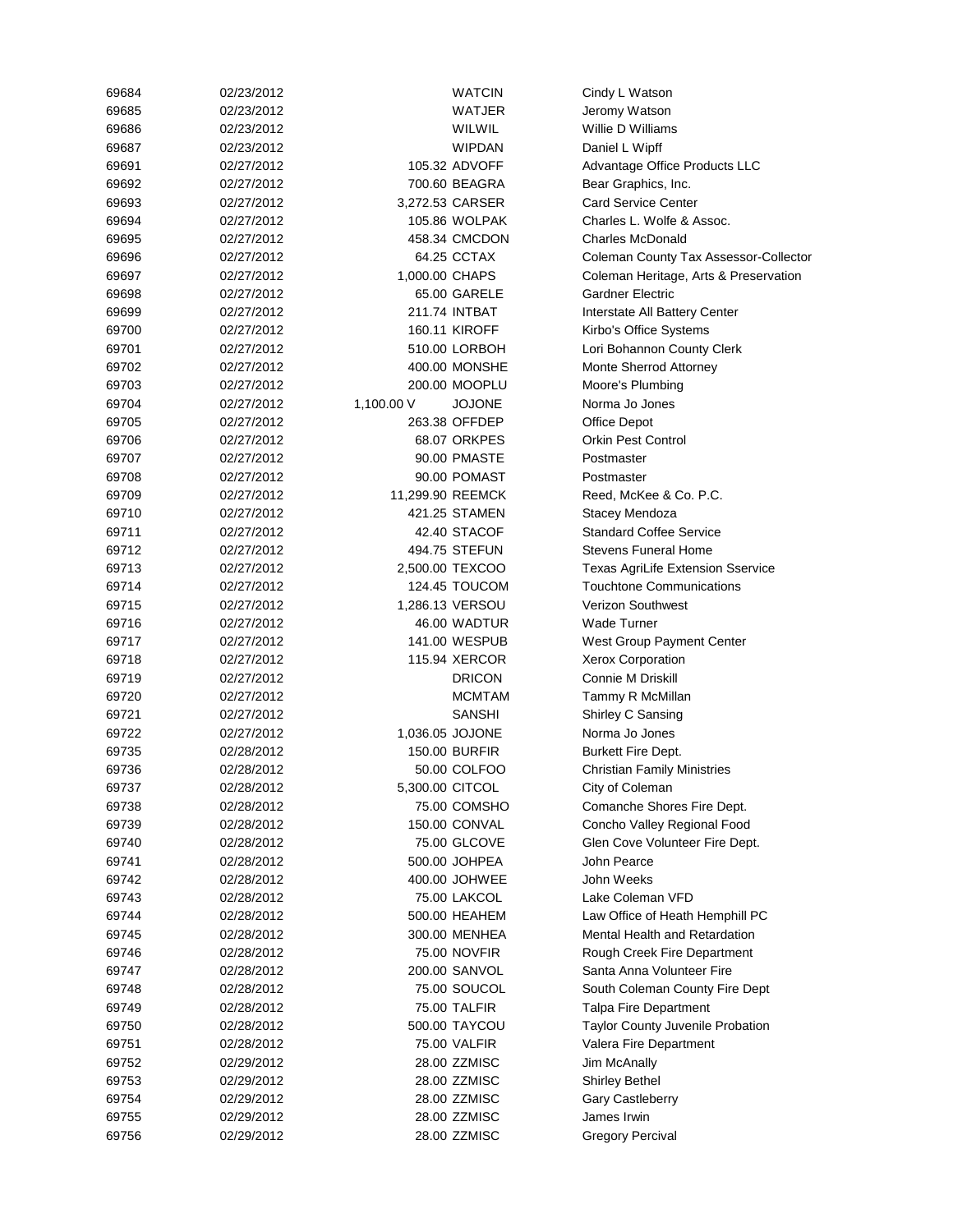| | | | | |
|---|---|---|---|---|
| 69684 | 02/23/2012 | | WATCIN | Cindy L Watson |
| 69685 | 02/23/2012 | | WATJER | Jeromy Watson |
| 69686 | 02/23/2012 | | WILWIL | Willie D Williams |
| 69687 | 02/23/2012 | | WIPDAN | Daniel L Wipff |
| 69691 | 02/27/2012 | 105.32 | ADVOFF | Advantage Office Products LLC |
| 69692 | 02/27/2012 | 700.60 | BEAGRA | Bear Graphics, Inc. |
| 69693 | 02/27/2012 | 3,272.53 | CARSER | Card Service Center |
| 69694 | 02/27/2012 | 105.86 | WOLPAK | Charles L. Wolfe & Assoc. |
| 69695 | 02/27/2012 | 458.34 | CMCDON | Charles McDonald |
| 69696 | 02/27/2012 | 64.25 | CCTAX | Coleman County Tax Assessor-Collector |
| 69697 | 02/27/2012 | 1,000.00 | CHAPS | Coleman Heritage, Arts & Preservation |
| 69698 | 02/27/2012 | 65.00 | GARELE | Gardner Electric |
| 69699 | 02/27/2012 | 211.74 | INTBAT | Interstate All Battery Center |
| 69700 | 02/27/2012 | 160.11 | KIROFF | Kirbo's Office Systems |
| 69701 | 02/27/2012 | 510.00 | LORBOH | Lori Bohannon County Clerk |
| 69702 | 02/27/2012 | 400.00 | MONSHE | Monte Sherrod Attorney |
| 69703 | 02/27/2012 | 200.00 | MOOPLU | Moore's Plumbing |
| 69704 | 02/27/2012 | 1,100.00 V | JOJONE | Norma Jo Jones |
| 69705 | 02/27/2012 | 263.38 | OFFDEP | Office Depot |
| 69706 | 02/27/2012 | 68.07 | ORKPES | Orkin Pest Control |
| 69707 | 02/27/2012 | 90.00 | PMASTE | Postmaster |
| 69708 | 02/27/2012 | 90.00 | POMAST | Postmaster |
| 69709 | 02/27/2012 | 11,299.90 | REEMCK | Reed, McKee & Co. P.C. |
| 69710 | 02/27/2012 | 421.25 | STAMEN | Stacey Mendoza |
| 69711 | 02/27/2012 | 42.40 | STACOF | Standard Coffee Service |
| 69712 | 02/27/2012 | 494.75 | STEFUN | Stevens Funeral Home |
| 69713 | 02/27/2012 | 2,500.00 | TEXCOO | Texas AgriLife Extension Sservice |
| 69714 | 02/27/2012 | 124.45 | TOUCOM | Touchtone Communications |
| 69715 | 02/27/2012 | 1,286.13 | VERSOU | Verizon Southwest |
| 69716 | 02/27/2012 | 46.00 | WADTUR | Wade Turner |
| 69717 | 02/27/2012 | 141.00 | WESPUB | West Group Payment Center |
| 69718 | 02/27/2012 | 115.94 | XERCOR | Xerox Corporation |
| 69719 | 02/27/2012 | | DRICON | Connie M Driskill |
| 69720 | 02/27/2012 | | MCMTAM | Tammy R McMillan |
| 69721 | 02/27/2012 | | SANSHI | Shirley C Sansing |
| 69722 | 02/27/2012 | 1,036.05 | JOJONE | Norma Jo Jones |
| 69735 | 02/28/2012 | 150.00 | BURFIR | Burkett Fire Dept. |
| 69736 | 02/28/2012 | 50.00 | COLFOO | Christian Family Ministries |
| 69737 | 02/28/2012 | 5,300.00 | CITCOL | City of Coleman |
| 69738 | 02/28/2012 | 75.00 | COMSHO | Comanche Shores Fire Dept. |
| 69739 | 02/28/2012 | 150.00 | CONVAL | Concho Valley Regional Food |
| 69740 | 02/28/2012 | 75.00 | GLCOVE | Glen Cove Volunteer Fire Dept. |
| 69741 | 02/28/2012 | 500.00 | JOHPEA | John Pearce |
| 69742 | 02/28/2012 | 400.00 | JOHWEE | John Weeks |
| 69743 | 02/28/2012 | 75.00 | LAKCOL | Lake Coleman VFD |
| 69744 | 02/28/2012 | 500.00 | HEAHEM | Law Office of Heath Hemphill PC |
| 69745 | 02/28/2012 | 300.00 | MENHEA | Mental Health and Retardation |
| 69746 | 02/28/2012 | 75.00 | NOVFIR | Rough Creek Fire Department |
| 69747 | 02/28/2012 | 200.00 | SANVOL | Santa Anna Volunteer Fire |
| 69748 | 02/28/2012 | 75.00 | SOUCOL | South Coleman County Fire Dept |
| 69749 | 02/28/2012 | 75.00 | TALFIR | Talpa Fire Department |
| 69750 | 02/28/2012 | 500.00 | TAYCOU | Taylor County Juvenile Probation |
| 69751 | 02/28/2012 | 75.00 | VALFIR | Valera Fire Department |
| 69752 | 02/29/2012 | 28.00 | ZZMISC | Jim McAnally |
| 69753 | 02/29/2012 | 28.00 | ZZMISC | Shirley Bethel |
| 69754 | 02/29/2012 | 28.00 | ZZMISC | Gary Castleberry |
| 69755 | 02/29/2012 | 28.00 | ZZMISC | James Irwin |
| 69756 | 02/29/2012 | 28.00 | ZZMISC | Gregory Percival |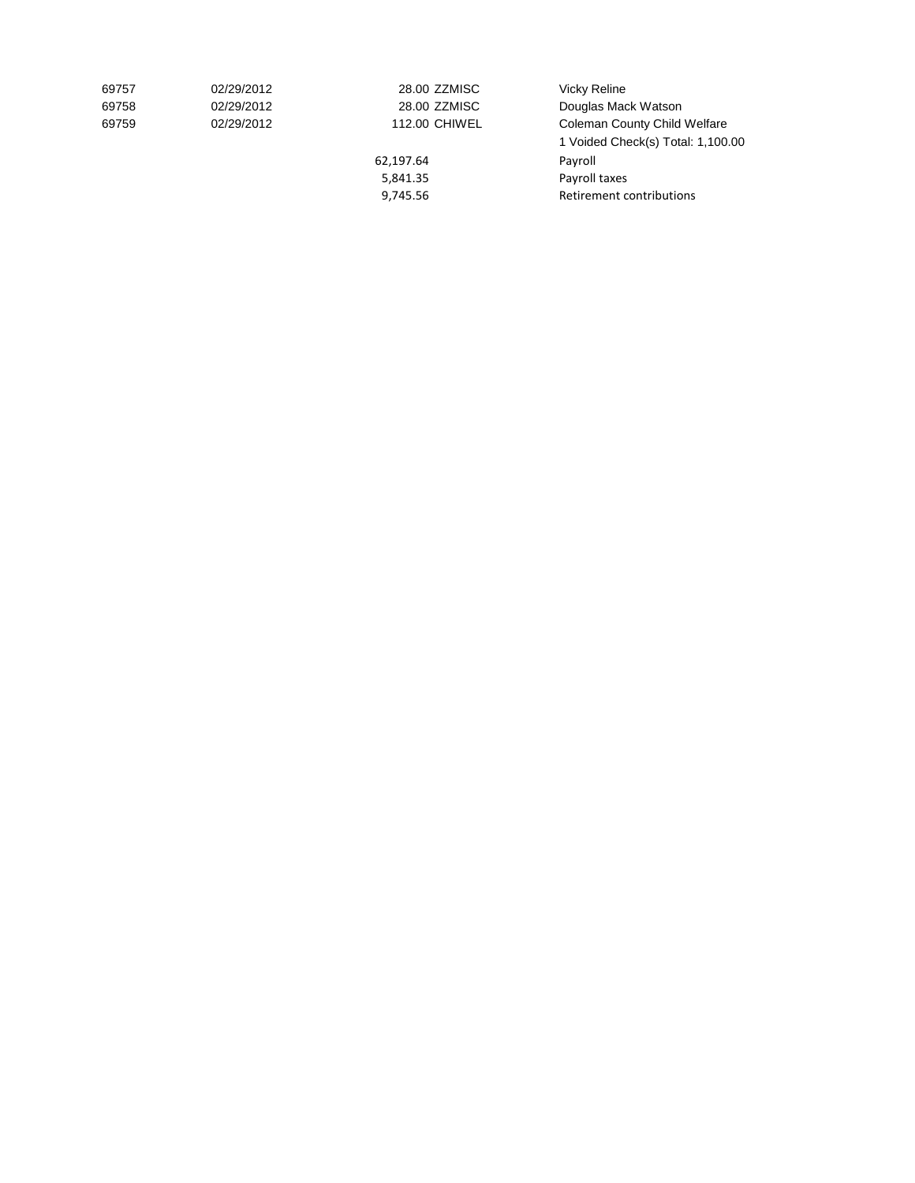| | | | | |
|---|---|---|---|---|
| 69757 | 02/29/2012 | 28.00 | ZZMISC | Vicky Reline |
| 69758 | 02/29/2012 | 28.00 | ZZMISC | Douglas Mack Watson |
| 69759 | 02/29/2012 | 112.00 | CHIWEL | Coleman County Child Welfare |
| | | | | 1 Voided Check(s) Total: 1,100.00 |
| | | 62,197.64 | | Payroll |
| | | 5,841.35 | | Payroll taxes |
| | | 9,745.56 | | Retirement contributions |